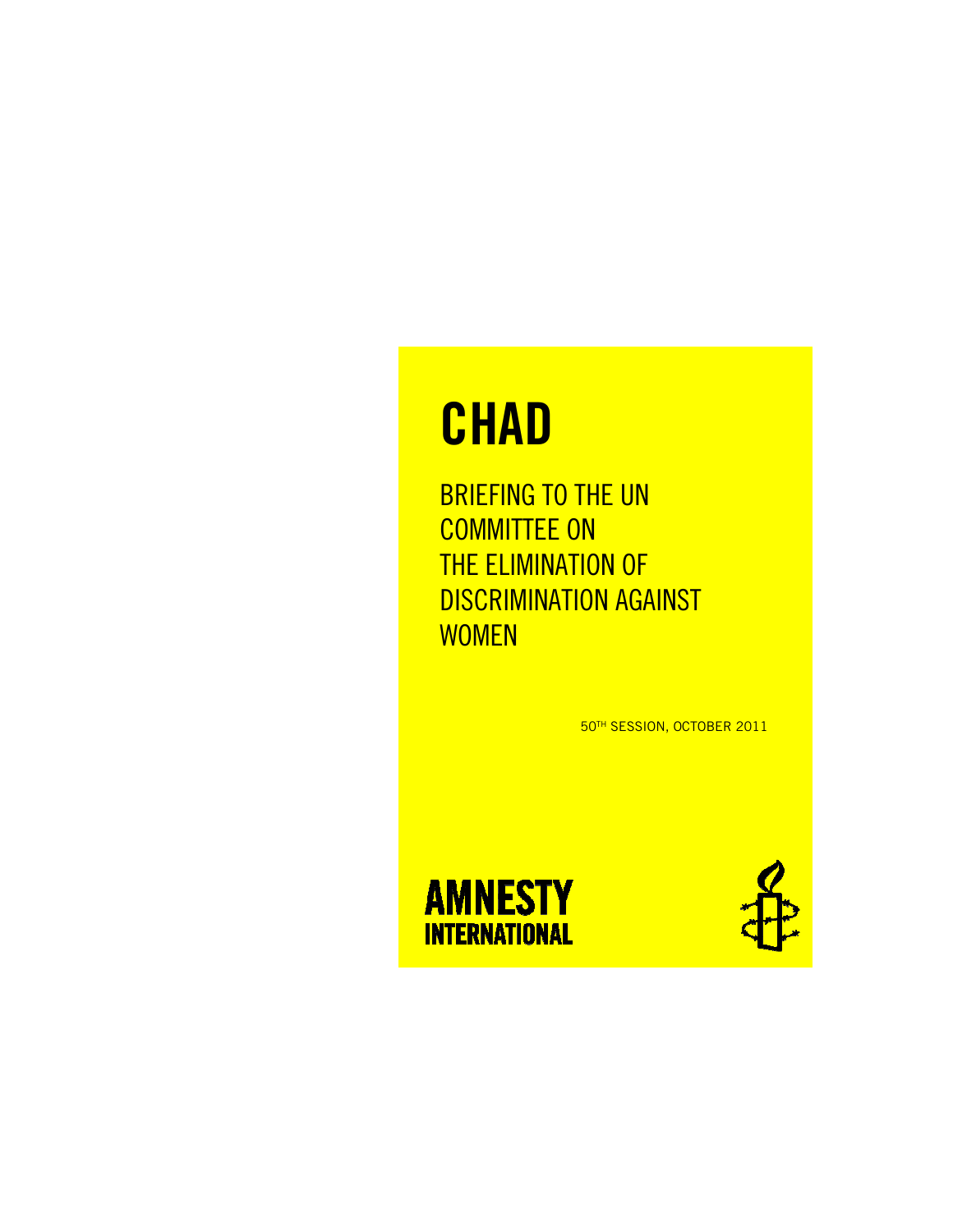# CHAD

BRIEFING TO THE UN COMMITTEE ON THE ELIMINATION OF DISCRIMINATION AGAINST WOMEN

50TH SESSION, OCTOBER 2011

AMNESTY INTERNATIONAL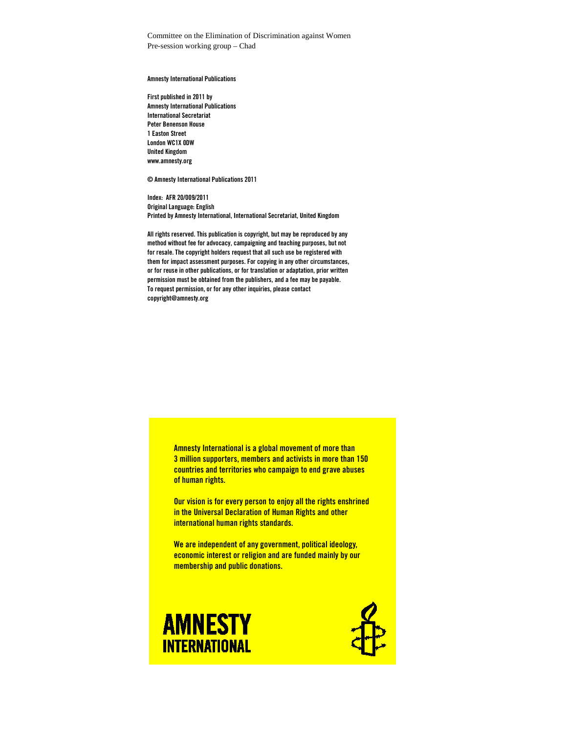Committee on the Elimination of Discrimination against Women
Pre-session working group – Chad

**Amnesty International Publications**

**First published in 2011 by**
**Amnesty International Publications**
**International Secretariat**
**Peter Benenson House**
**1 Easton Street**
**London WC1X 0DW**
**United Kingdom**
**www.amnesty.org**

**© Amnesty International Publications 2011**

**Index: AFR 20/009/2011**
**Original Language: English**
**Printed by Amnesty International, International Secretariat, United Kingdom**

**All rights reserved. This publication is copyright, but may be reproduced by any method without fee for advocacy, campaigning and teaching purposes, but not for resale. The copyright holders request that all such use be registered with them for impact assessment purposes. For copying in any other circumstances, or for reuse in other publications, or for translation or adaptation, prior written permission must be obtained from the publishers, and a fee may be payable. To request permission, or for any other inquiries, please contact copyright@amnesty.org**

**Amnesty International is a global movement of more than 3 million supporters, members and activists in more than 150 countries and territories who campaign to end grave abuses of human rights.**

**Our vision is for every person to enjoy all the rights enshrined in the Universal Declaration of Human Rights and other international human rights standards.**

**We are independent of any government, political ideology, economic interest or religion and are funded mainly by our membership and public donations.**

**AMNESTY INTERNATIONAL**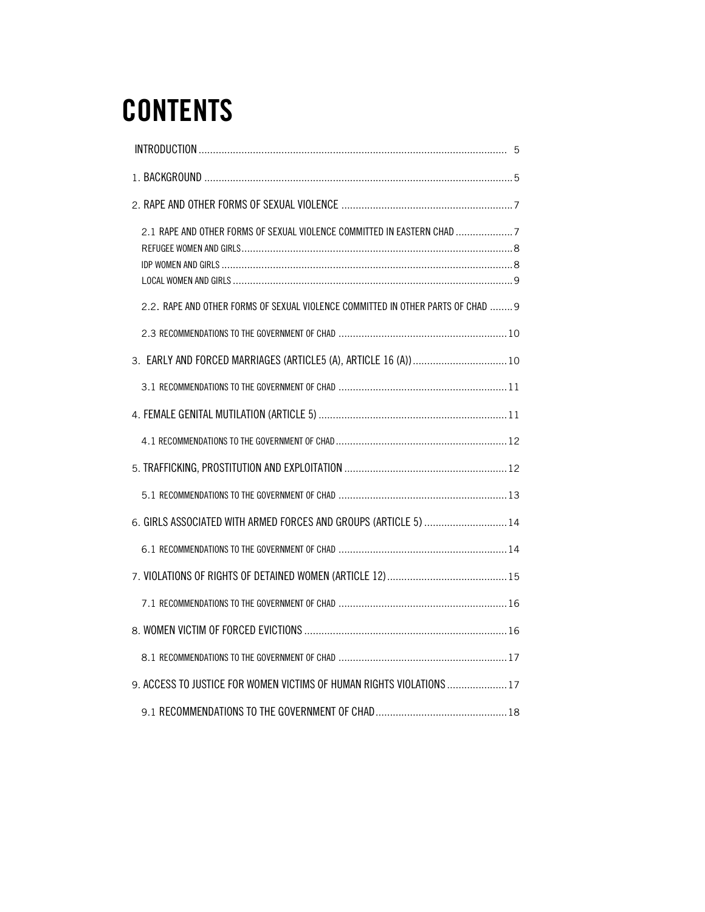# CONTENTS

INTRODUCTION .......... 5

1. BACKGROUND .......... 5

2. RAPE AND OTHER FORMS OF SEXUAL VIOLENCE .......... 7

   2.1 RAPE AND OTHER FORMS OF SEXUAL VIOLENCE COMMITTED IN EASTERN CHAD .......... 7

   REFUGEE WOMEN AND GIRLS .......... 8

   IDP WOMEN AND GIRLS .......... 8

   LOCAL WOMEN AND GIRLS .......... 9

   2.2. RAPE AND OTHER FORMS OF SEXUAL VIOLENCE COMMITTED IN OTHER PARTS OF CHAD .......... 9

   2.3 RECOMMENDATIONS TO THE GOVERNMENT OF CHAD .......... 10

3. EARLY AND FORCED MARRIAGES (ARTICLE5 (A), ARTICLE 16 (A)) .......... 10

   3.1 RECOMMENDATIONS TO THE GOVERNMENT OF CHAD .......... 11

4. FEMALE GENITAL MUTILATION (ARTICLE 5) .......... 11

   4.1 RECOMMENDATIONS TO THE GOVERNMENT OF CHAD .......... 12

5. TRAFFICKING, PROSTITUTION AND EXPLOITATION .......... 12

   5.1 RECOMMENDATIONS TO THE GOVERNMENT OF CHAD .......... 13

6. GIRLS ASSOCIATED WITH ARMED FORCES AND GROUPS (ARTICLE 5) .......... 14

   6.1 RECOMMENDATIONS TO THE GOVERNMENT OF CHAD .......... 14

7. VIOLATIONS OF RIGHTS OF DETAINED WOMEN (ARTICLE 12) .......... 15

   7.1 RECOMMENDATIONS TO THE GOVERNMENT OF CHAD .......... 16

8. WOMEN VICTIM OF FORCED EVICTIONS .......... 16

   8.1 RECOMMENDATIONS TO THE GOVERNMENT OF CHAD .......... 17

9. ACCESS TO JUSTICE FOR WOMEN VICTIMS OF HUMAN RIGHTS VIOLATIONS .......... 17

   9.1 RECOMMENDATIONS TO THE GOVERNMENT OF CHAD .......... 18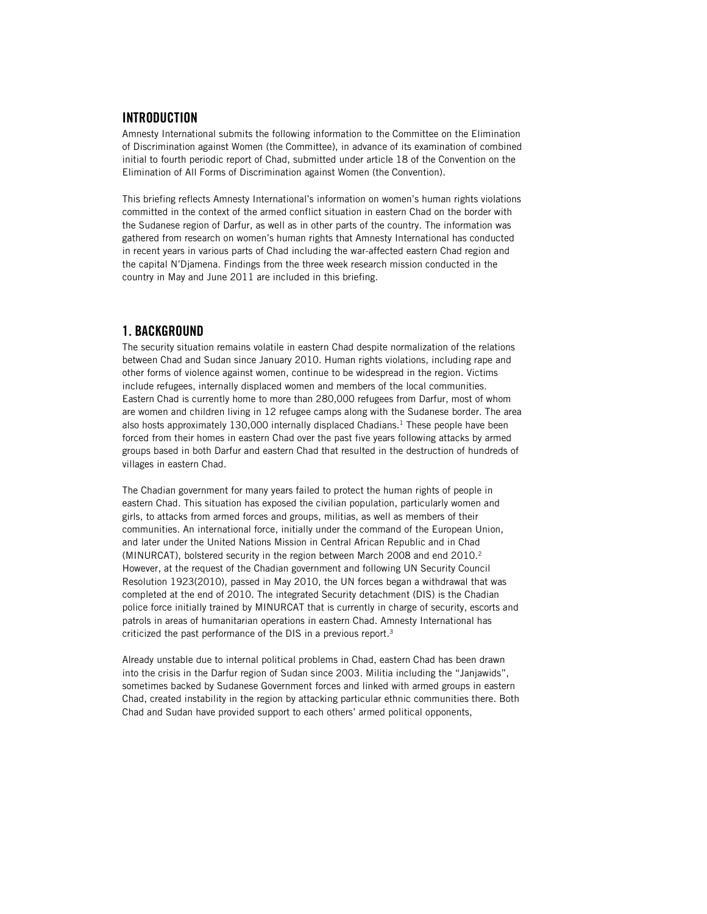## INTRODUCTION

Amnesty International submits the following information to the Committee on the Elimination of Discrimination against Women (the Committee), in advance of its examination of combined initial to fourth periodic report of Chad, submitted under article 18 of the Convention on the Elimination of All Forms of Discrimination against Women (the Convention).

This briefing reflects Amnesty International's information on women's human rights violations committed in the context of the armed conflict situation in eastern Chad on the border with the Sudanese region of Darfur, as well as in other parts of the country. The information was gathered from research on women's human rights that Amnesty International has conducted in recent years in various parts of Chad including the war-affected eastern Chad region and the capital N'Djamena. Findings from the three week research mission conducted in the country in May and June 2011 are included in this briefing.

## 1. BACKGROUND

The security situation remains volatile in eastern Chad despite normalization of the relations between Chad and Sudan since January 2010. Human rights violations, including rape and other forms of violence against women, continue to be widespread in the region. Victims include refugees, internally displaced women and members of the local communities. Eastern Chad is currently home to more than 280,000 refugees from Darfur, most of whom are women and children living in 12 refugee camps along with the Sudanese border. The area also hosts approximately 130,000 internally displaced Chadians.[1] These people have been forced from their homes in eastern Chad over the past five years following attacks by armed groups based in both Darfur and eastern Chad that resulted in the destruction of hundreds of villages in eastern Chad.

The Chadian government for many years failed to protect the human rights of people in eastern Chad. This situation has exposed the civilian population, particularly women and girls, to attacks from armed forces and groups, militias, as well as members of their communities. An international force, initially under the command of the European Union, and later under the United Nations Mission in Central African Republic and in Chad (MINURCAT), bolstered security in the region between March 2008 and end 2010.[2] However, at the request of the Chadian government and following UN Security Council Resolution 1923(2010), passed in May 2010, the UN forces began a withdrawal that was completed at the end of 2010. The integrated Security detachment (DIS) is the Chadian police force initially trained by MINURCAT that is currently in charge of security, escorts and patrols in areas of humanitarian operations in eastern Chad. Amnesty International has criticized the past performance of the DIS in a previous report.[3]

Already unstable due to internal political problems in Chad, eastern Chad has been drawn into the crisis in the Darfur region of Sudan since 2003. Militia including the "Janjawids", sometimes backed by Sudanese Government forces and linked with armed groups in eastern Chad, created instability in the region by attacking particular ethnic communities there. Both Chad and Sudan have provided support to each others' armed political opponents,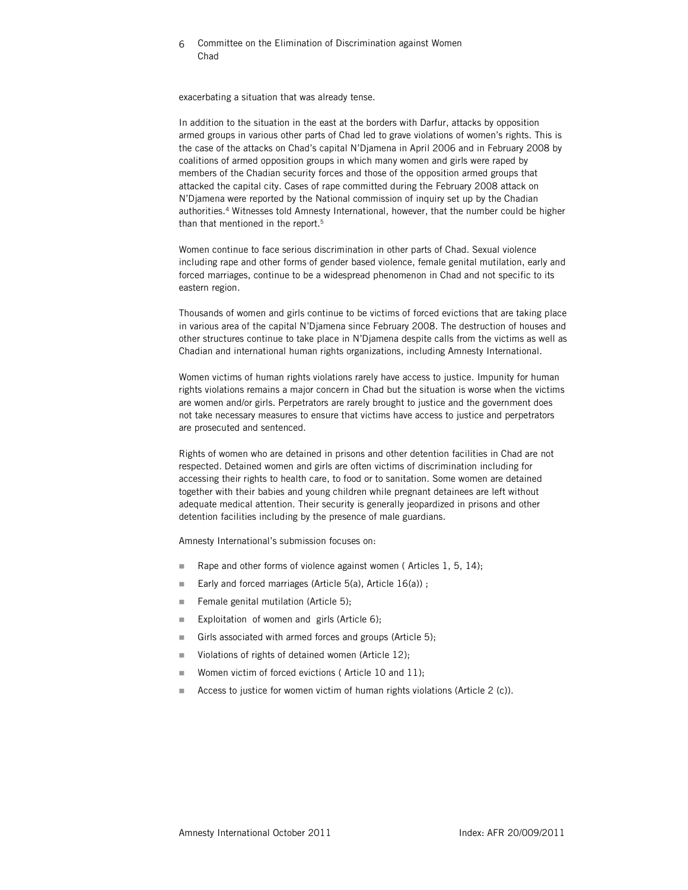exacerbating a situation that was already tense.

In addition to the situation in the east at the borders with Darfur, attacks by opposition armed groups in various other parts of Chad led to grave violations of women's rights. This is the case of the attacks on Chad's capital N'Djamena in April 2006 and in February 2008 by coalitions of armed opposition groups in which many women and girls were raped by members of the Chadian security forces and those of the opposition armed groups that attacked the capital city. Cases of rape committed during the February 2008 attack on N'Djamena were reported by the National commission of inquiry set up by the Chadian authorities.[4] Witnesses told Amnesty International, however, that the number could be higher than that mentioned in the report.[5]

Women continue to face serious discrimination in other parts of Chad. Sexual violence including rape and other forms of gender based violence, female genital mutilation, early and forced marriages, continue to be a widespread phenomenon in Chad and not specific to its eastern region.

Thousands of women and girls continue to be victims of forced evictions that are taking place in various area of the capital N'Djamena since February 2008. The destruction of houses and other structures continue to take place in N'Djamena despite calls from the victims as well as Chadian and international human rights organizations, including Amnesty International.

Women victims of human rights violations rarely have access to justice. Impunity for human rights violations remains a major concern in Chad but the situation is worse when the victims are women and/or girls. Perpetrators are rarely brought to justice and the government does not take necessary measures to ensure that victims have access to justice and perpetrators are prosecuted and sentenced.

Rights of women who are detained in prisons and other detention facilities in Chad are not respected. Detained women and girls are often victims of discrimination including for accessing their rights to health care, to food or to sanitation. Some women are detained together with their babies and young children while pregnant detainees are left without adequate medical attention. Their security is generally jeopardized in prisons and other detention facilities including by the presence of male guardians.

Amnesty International's submission focuses on:

- Rape and other forms of violence against women ( Articles 1, 5, 14);
- Early and forced marriages (Article 5(a), Article 16(a)) ;
- Female genital mutilation (Article 5);
- Exploitation of women and girls (Article 6);
- Girls associated with armed forces and groups (Article 5);
- Violations of rights of detained women (Article 12);
- Women victim of forced evictions ( Article 10 and 11);
- Access to justice for women victim of human rights violations (Article 2 (c)).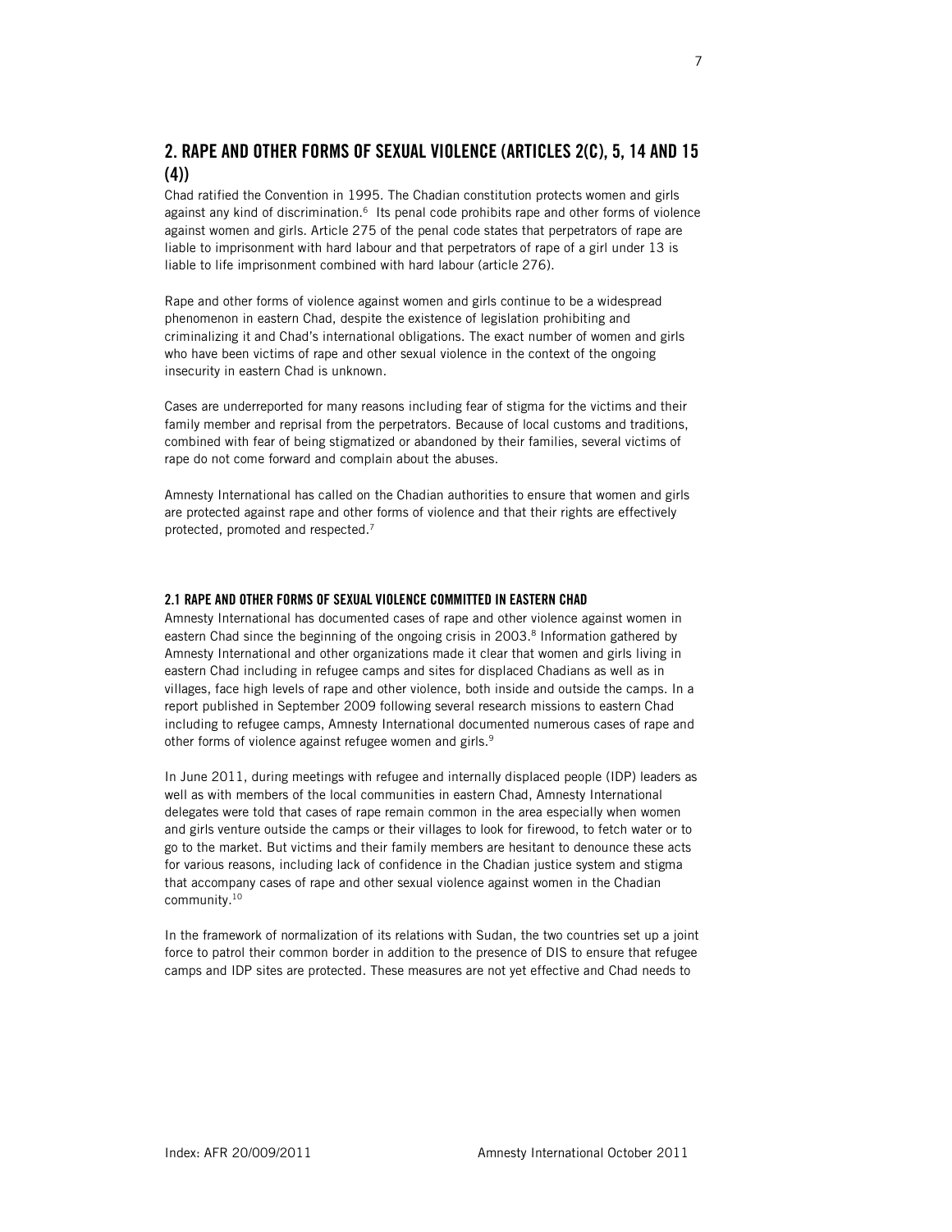## 2. RAPE AND OTHER FORMS OF SEXUAL VIOLENCE (ARTICLES 2(C), 5, 14 AND 15 (4))

Chad ratified the Convention in 1995. The Chadian constitution protects women and girls against any kind of discrimination.[6] Its penal code prohibits rape and other forms of violence against women and girls. Article 275 of the penal code states that perpetrators of rape are liable to imprisonment with hard labour and that perpetrators of rape of a girl under 13 is liable to life imprisonment combined with hard labour (article 276).

Rape and other forms of violence against women and girls continue to be a widespread phenomenon in eastern Chad, despite the existence of legislation prohibiting and criminalizing it and Chad's international obligations. The exact number of women and girls who have been victims of rape and other sexual violence in the context of the ongoing insecurity in eastern Chad is unknown.

Cases are underreported for many reasons including fear of stigma for the victims and their family member and reprisal from the perpetrators. Because of local customs and traditions, combined with fear of being stigmatized or abandoned by their families, several victims of rape do not come forward and complain about the abuses.

Amnesty International has called on the Chadian authorities to ensure that women and girls are protected against rape and other forms of violence and that their rights are effectively protected, promoted and respected.[7]

### 2.1 RAPE AND OTHER FORMS OF SEXUAL VIOLENCE COMMITTED IN EASTERN CHAD

Amnesty International has documented cases of rape and other violence against women in eastern Chad since the beginning of the ongoing crisis in 2003.[8] Information gathered by Amnesty International and other organizations made it clear that women and girls living in eastern Chad including in refugee camps and sites for displaced Chadians as well as in villages, face high levels of rape and other violence, both inside and outside the camps. In a report published in September 2009 following several research missions to eastern Chad including to refugee camps, Amnesty International documented numerous cases of rape and other forms of violence against refugee women and girls.[9]

In June 2011, during meetings with refugee and internally displaced people (IDP) leaders as well as with members of the local communities in eastern Chad, Amnesty International delegates were told that cases of rape remain common in the area especially when women and girls venture outside the camps or their villages to look for firewood, to fetch water or to go to the market. But victims and their family members are hesitant to denounce these acts for various reasons, including lack of confidence in the Chadian justice system and stigma that accompany cases of rape and other sexual violence against women in the Chadian community.[10]

In the framework of normalization of its relations with Sudan, the two countries set up a joint force to patrol their common border in addition to the presence of DIS to ensure that refugee camps and IDP sites are protected. These measures are not yet effective and Chad needs to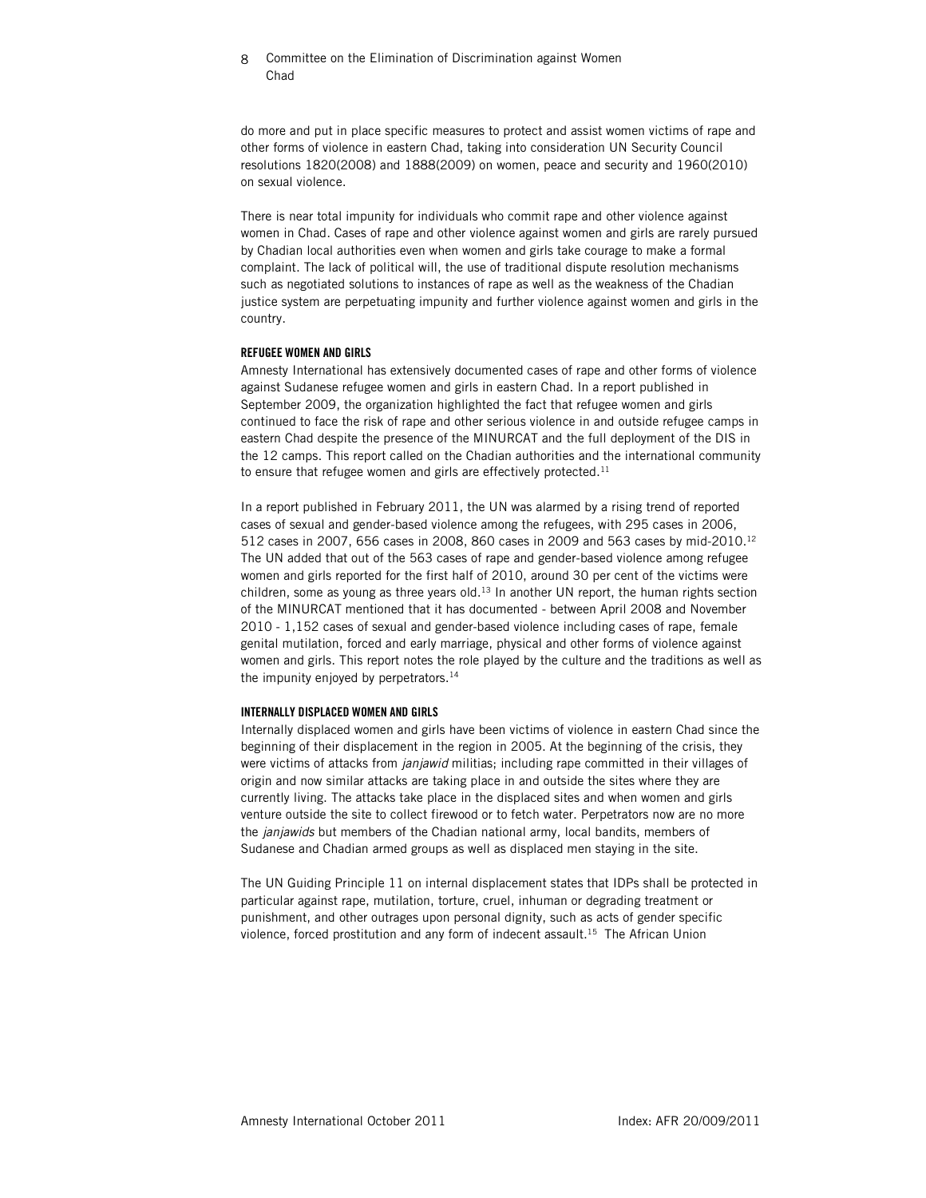do more and put in place specific measures to protect and assist women victims of rape and other forms of violence in eastern Chad, taking into consideration UN Security Council resolutions 1820(2008) and 1888(2009) on women, peace and security and 1960(2010) on sexual violence.

There is near total impunity for individuals who commit rape and other violence against women in Chad. Cases of rape and other violence against women and girls are rarely pursued by Chadian local authorities even when women and girls take courage to make a formal complaint. The lack of political will, the use of traditional dispute resolution mechanisms such as negotiated solutions to instances of rape as well as the weakness of the Chadian justice system are perpetuating impunity and further violence against women and girls in the country.

#### REFUGEE WOMEN AND GIRLS

Amnesty International has extensively documented cases of rape and other forms of violence against Sudanese refugee women and girls in eastern Chad. In a report published in September 2009, the organization highlighted the fact that refugee women and girls continued to face the risk of rape and other serious violence in and outside refugee camps in eastern Chad despite the presence of the MINURCAT and the full deployment of the DIS in the 12 camps. This report called on the Chadian authorities and the international community to ensure that refugee women and girls are effectively protected.[11]

In a report published in February 2011, the UN was alarmed by a rising trend of reported cases of sexual and gender-based violence among the refugees, with 295 cases in 2006, 512 cases in 2007, 656 cases in 2008, 860 cases in 2009 and 563 cases by mid-2010.[12] The UN added that out of the 563 cases of rape and gender-based violence among refugee women and girls reported for the first half of 2010, around 30 per cent of the victims were children, some as young as three years old.[13] In another UN report, the human rights section of the MINURCAT mentioned that it has documented - between April 2008 and November 2010 - 1,152 cases of sexual and gender-based violence including cases of rape, female genital mutilation, forced and early marriage, physical and other forms of violence against women and girls. This report notes the role played by the culture and the traditions as well as the impunity enjoyed by perpetrators.[14]

#### INTERNALLY DISPLACED WOMEN AND GIRLS

Internally displaced women and girls have been victims of violence in eastern Chad since the beginning of their displacement in the region in 2005. At the beginning of the crisis, they were victims of attacks from *janjawid* militias; including rape committed in their villages of origin and now similar attacks are taking place in and outside the sites where they are currently living. The attacks take place in the displaced sites and when women and girls venture outside the site to collect firewood or to fetch water. Perpetrators now are no more the *janjawids* but members of the Chadian national army, local bandits, members of Sudanese and Chadian armed groups as well as displaced men staying in the site.

The UN Guiding Principle 11 on internal displacement states that IDPs shall be protected in particular against rape, mutilation, torture, cruel, inhuman or degrading treatment or punishment, and other outrages upon personal dignity, such as acts of gender specific violence, forced prostitution and any form of indecent assault.[15] The African Union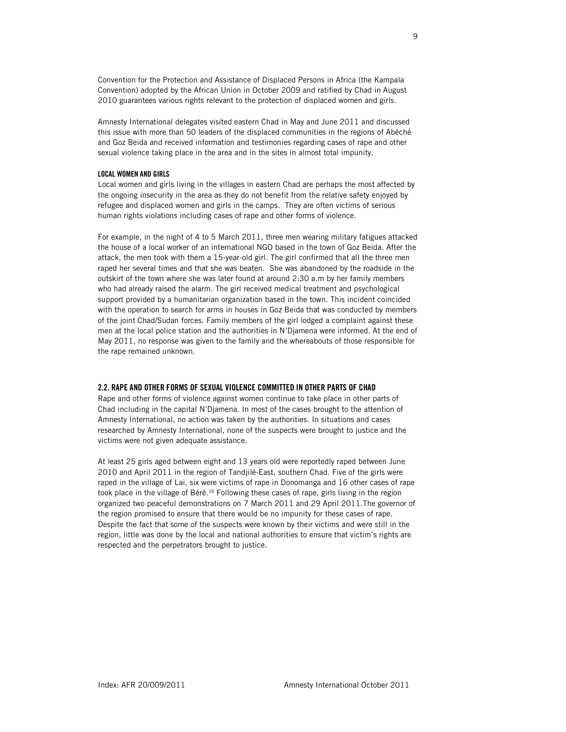Convention for the Protection and Assistance of Displaced Persons in Africa (the Kampala Convention) adopted by the African Union in October 2009 and ratified by Chad in August 2010 guarantees various rights relevant to the protection of displaced women and girls.

Amnesty International delegates visited eastern Chad in May and June 2011 and discussed this issue with more than 50 leaders of the displaced communities in the regions of Abéché and Goz Beida and received information and testimonies regarding cases of rape and other sexual violence taking place in the area and in the sites in almost total impunity.

#### LOCAL WOMEN AND GIRLS

Local women and girls living in the villages in eastern Chad are perhaps the most affected by the ongoing insecurity in the area as they do not benefit from the relative safety enjoyed by refugee and displaced women and girls in the camps. They are often victims of serious human rights violations including cases of rape and other forms of violence.

For example, in the night of 4 to 5 March 2011, three men wearing military fatigues attacked the house of a local worker of an international NGO based in the town of Goz Beida. After the attack, the men took with them a 15-year-old girl. The girl confirmed that all the three men raped her several times and that she was beaten. She was abandoned by the roadside in the outskirt of the town where she was later found at around 2:30 a.m by her family members who had already raised the alarm. The girl received medical treatment and psychological support provided by a humanitarian organization based in the town. This incident coincided with the operation to search for arms in houses in Goz Beida that was conducted by members of the joint Chad/Sudan forces. Family members of the girl lodged a complaint against these men at the local police station and the authorities in N'Djamena were informed. At the end of May 2011, no response was given to the family and the whereabouts of those responsible for the rape remained unknown.

### 2.2. RAPE AND OTHER FORMS OF SEXUAL VIOLENCE COMMITTED IN OTHER PARTS OF CHAD

Rape and other forms of violence against women continue to take place in other parts of Chad including in the capital N'Djamena. In most of the cases brought to the attention of Amnesty International, no action was taken by the authorities. In situations and cases researched by Amnesty International, none of the suspects were brought to justice and the victims were not given adequate assistance.

At least 25 girls aged between eight and 13 years old were reportedly raped between June 2010 and April 2011 in the region of Tandjilé-East, southern Chad. Five of the girls were raped in the village of Lai, six were victims of rape in Donomanga and 16 other cases of rape took place in the village of Béré.[16] Following these cases of rape, girls living in the region organized two peaceful demonstrations on 7 March 2011 and 29 April 2011.The governor of the region promised to ensure that there would be no impunity for these cases of rape. Despite the fact that some of the suspects were known by their victims and were still in the region, little was done by the local and national authorities to ensure that victim's rights are respected and the perpetrators brought to justice.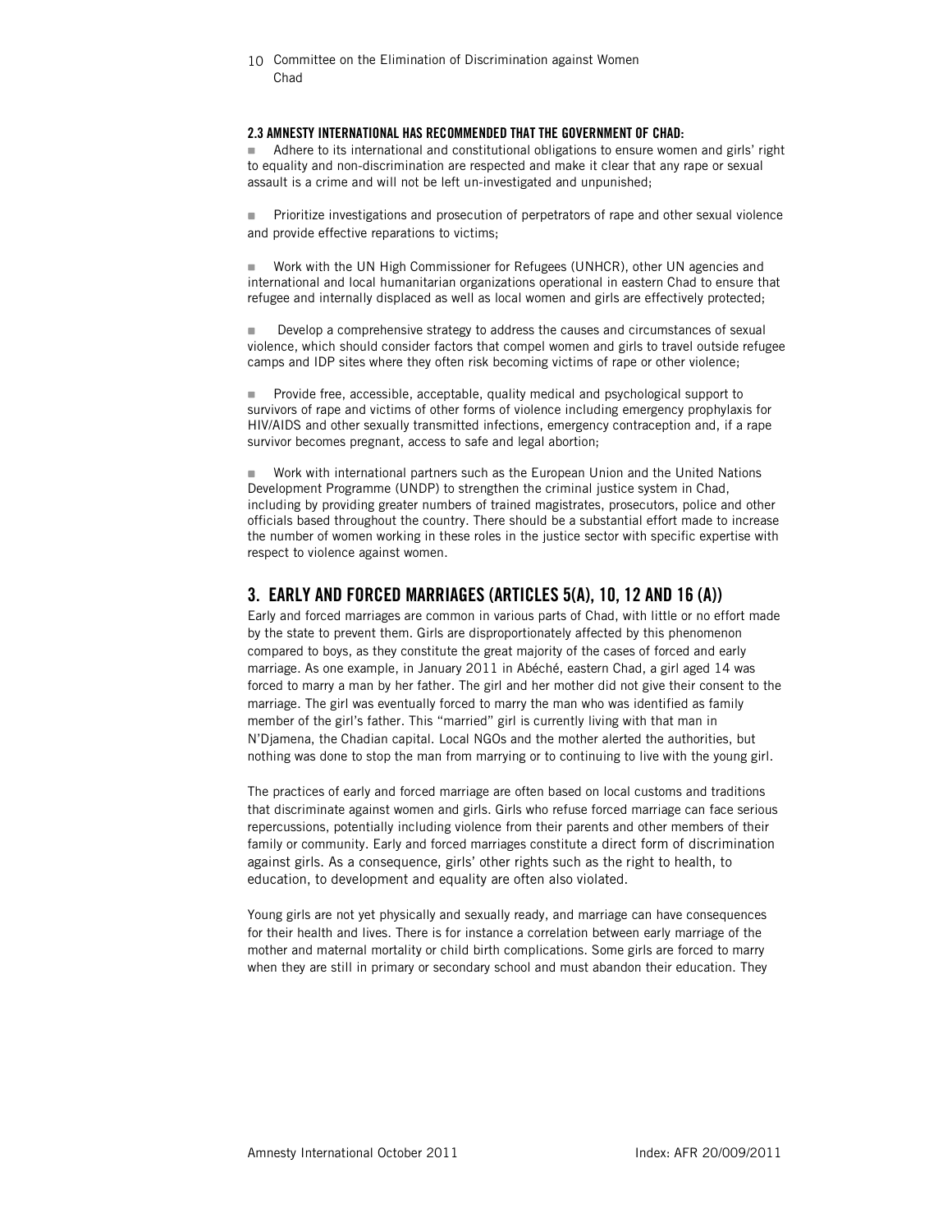### 2.3 AMNESTY INTERNATIONAL HAS RECOMMENDED THAT THE GOVERNMENT OF CHAD:

- Adhere to its international and constitutional obligations to ensure women and girls' right to equality and non-discrimination are respected and make it clear that any rape or sexual assault is a crime and will not be left un-investigated and unpunished;

- Prioritize investigations and prosecution of perpetrators of rape and other sexual violence and provide effective reparations to victims;

- Work with the UN High Commissioner for Refugees (UNHCR), other UN agencies and international and local humanitarian organizations operational in eastern Chad to ensure that refugee and internally displaced as well as local women and girls are effectively protected;

- Develop a comprehensive strategy to address the causes and circumstances of sexual violence, which should consider factors that compel women and girls to travel outside refugee camps and IDP sites where they often risk becoming victims of rape or other violence;

- Provide free, accessible, acceptable, quality medical and psychological support to survivors of rape and victims of other forms of violence including emergency prophylaxis for HIV/AIDS and other sexually transmitted infections, emergency contraception and, if a rape survivor becomes pregnant, access to safe and legal abortion;

- Work with international partners such as the European Union and the United Nations Development Programme (UNDP) to strengthen the criminal justice system in Chad, including by providing greater numbers of trained magistrates, prosecutors, police and other officials based throughout the country. There should be a substantial effort made to increase the number of women working in these roles in the justice sector with specific expertise with respect to violence against women.

## 3. EARLY AND FORCED MARRIAGES (ARTICLES 5(A), 10, 12 AND 16 (A))

Early and forced marriages are common in various parts of Chad, with little or no effort made by the state to prevent them. Girls are disproportionately affected by this phenomenon compared to boys, as they constitute the great majority of the cases of forced and early marriage. As one example, in January 2011 in Abéché, eastern Chad, a girl aged 14 was forced to marry a man by her father. The girl and her mother did not give their consent to the marriage. The girl was eventually forced to marry the man who was identified as family member of the girl's father. This "married" girl is currently living with that man in N'Djamena, the Chadian capital. Local NGOs and the mother alerted the authorities, but nothing was done to stop the man from marrying or to continuing to live with the young girl.

The practices of early and forced marriage are often based on local customs and traditions that discriminate against women and girls. Girls who refuse forced marriage can face serious repercussions, potentially including violence from their parents and other members of their family or community. Early and forced marriages constitute a direct form of discrimination against girls. As a consequence, girls' other rights such as the right to health, to education, to development and equality are often also violated.

Young girls are not yet physically and sexually ready, and marriage can have consequences for their health and lives. There is for instance a correlation between early marriage of the mother and maternal mortality or child birth complications. Some girls are forced to marry when they are still in primary or secondary school and must abandon their education. They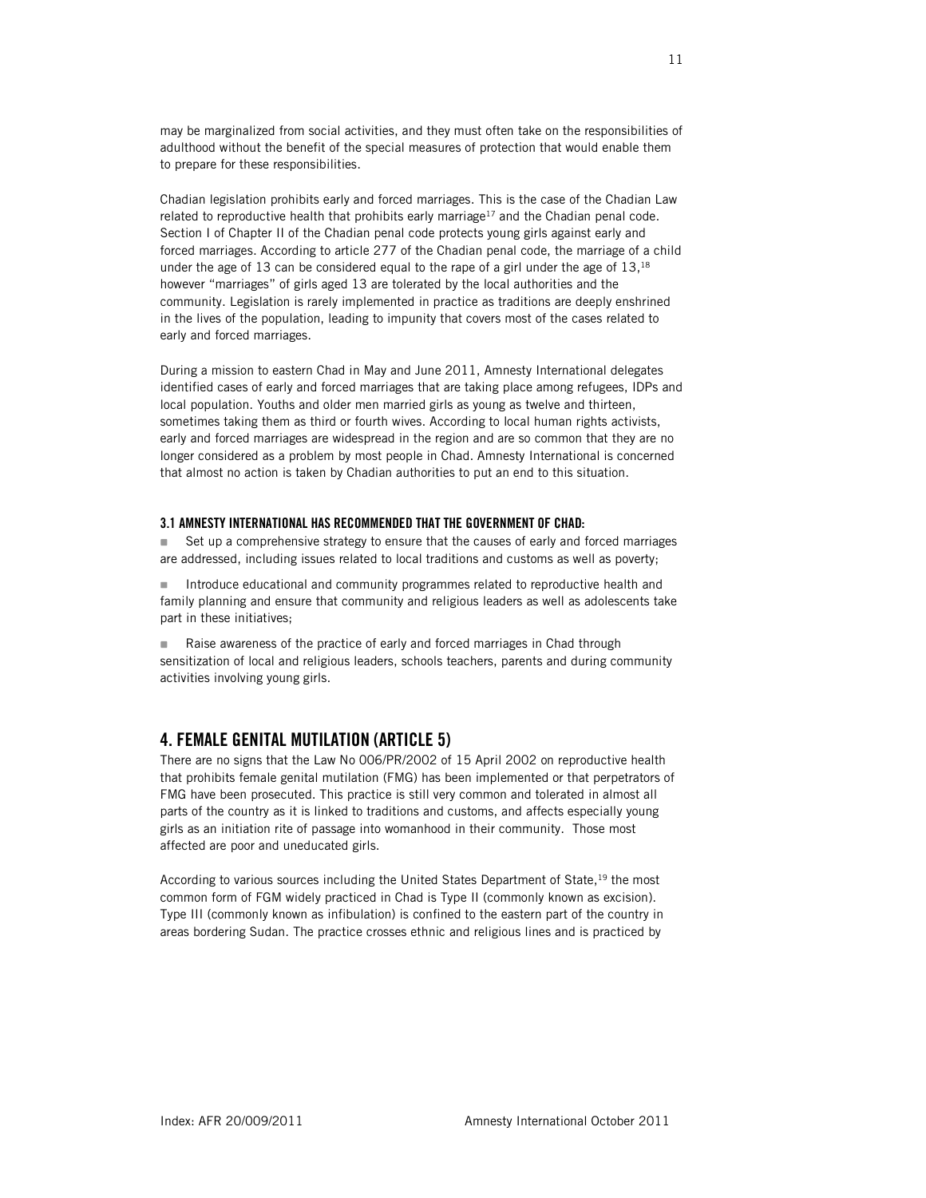may be marginalized from social activities, and they must often take on the responsibilities of adulthood without the benefit of the special measures of protection that would enable them to prepare for these responsibilities.

Chadian legislation prohibits early and forced marriages. This is the case of the Chadian Law related to reproductive health that prohibits early marriage[17] and the Chadian penal code. Section I of Chapter II of the Chadian penal code protects young girls against early and forced marriages. According to article 277 of the Chadian penal code, the marriage of a child under the age of 13 can be considered equal to the rape of a girl under the age of 13,[18] however "marriages" of girls aged 13 are tolerated by the local authorities and the community. Legislation is rarely implemented in practice as traditions are deeply enshrined in the lives of the population, leading to impunity that covers most of the cases related to early and forced marriages.

During a mission to eastern Chad in May and June 2011, Amnesty International delegates identified cases of early and forced marriages that are taking place among refugees, IDPs and local population. Youths and older men married girls as young as twelve and thirteen, sometimes taking them as third or fourth wives. According to local human rights activists, early and forced marriages are widespread in the region and are so common that they are no longer considered as a problem by most people in Chad. Amnesty International is concerned that almost no action is taken by Chadian authorities to put an end to this situation.

### 3.1 AMNESTY INTERNATIONAL HAS RECOMMENDED THAT THE GOVERNMENT OF CHAD:

- Set up a comprehensive strategy to ensure that the causes of early and forced marriages are addressed, including issues related to local traditions and customs as well as poverty;
- Introduce educational and community programmes related to reproductive health and family planning and ensure that community and religious leaders as well as adolescents take part in these initiatives;
- Raise awareness of the practice of early and forced marriages in Chad through sensitization of local and religious leaders, schools teachers, parents and during community activities involving young girls.

## 4. FEMALE GENITAL MUTILATION (ARTICLE 5)

There are no signs that the Law No 006/PR/2002 of 15 April 2002 on reproductive health that prohibits female genital mutilation (FMG) has been implemented or that perpetrators of FMG have been prosecuted. This practice is still very common and tolerated in almost all parts of the country as it is linked to traditions and customs, and affects especially young girls as an initiation rite of passage into womanhood in their community. Those most affected are poor and uneducated girls.

According to various sources including the United States Department of State,[19] the most common form of FGM widely practiced in Chad is Type II (commonly known as excision). Type III (commonly known as infibulation) is confined to the eastern part of the country in areas bordering Sudan. The practice crosses ethnic and religious lines and is practiced by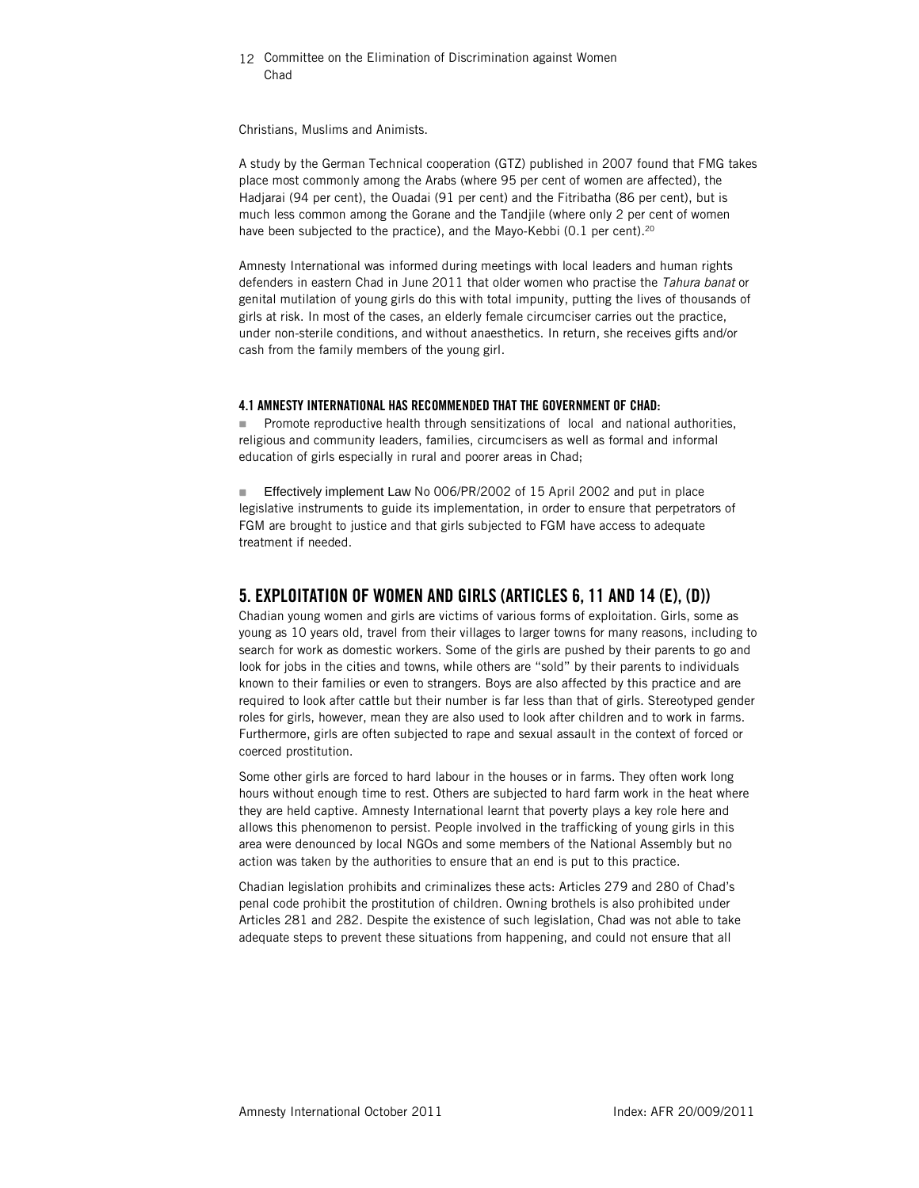Christians, Muslims and Animists.

A study by the German Technical cooperation (GTZ) published in 2007 found that FMG takes place most commonly among the Arabs (where 95 per cent of women are affected), the Hadjarai (94 per cent), the Ouadai (91 per cent) and the Fitribatha (86 per cent), but is much less common among the Gorane and the Tandjile (where only 2 per cent of women have been subjected to the practice), and the Mayo-Kebbi (0.1 per cent).[20]

Amnesty International was informed during meetings with local leaders and human rights defenders in eastern Chad in June 2011 that older women who practise the *Tahura banat* or genital mutilation of young girls do this with total impunity, putting the lives of thousands of girls at risk. In most of the cases, an elderly female circumciser carries out the practice, under non-sterile conditions, and without anaesthetics. In return, she receives gifts and/or cash from the family members of the young girl.

#### 4.1 AMNESTY INTERNATIONAL HAS RECOMMENDED THAT THE GOVERNMENT OF CHAD:

- Promote reproductive health through sensitizations of local and national authorities, religious and community leaders, families, circumcisers as well as formal and informal education of girls especially in rural and poorer areas in Chad;

- Effectively implement Law No 006/PR/2002 of 15 April 2002 and put in place legislative instruments to guide its implementation, in order to ensure that perpetrators of FGM are brought to justice and that girls subjected to FGM have access to adequate treatment if needed.

## 5. EXPLOITATION OF WOMEN AND GIRLS (ARTICLES 6, 11 AND 14 (E), (D))

Chadian young women and girls are victims of various forms of exploitation. Girls, some as young as 10 years old, travel from their villages to larger towns for many reasons, including to search for work as domestic workers. Some of the girls are pushed by their parents to go and look for jobs in the cities and towns, while others are "sold" by their parents to individuals known to their families or even to strangers. Boys are also affected by this practice and are required to look after cattle but their number is far less than that of girls. Stereotyped gender roles for girls, however, mean they are also used to look after children and to work in farms. Furthermore, girls are often subjected to rape and sexual assault in the context of forced or coerced prostitution.

Some other girls are forced to hard labour in the houses or in farms. They often work long hours without enough time to rest. Others are subjected to hard farm work in the heat where they are held captive. Amnesty International learnt that poverty plays a key role here and allows this phenomenon to persist. People involved in the trafficking of young girls in this area were denounced by local NGOs and some members of the National Assembly but no action was taken by the authorities to ensure that an end is put to this practice.

Chadian legislation prohibits and criminalizes these acts: Articles 279 and 280 of Chad's penal code prohibit the prostitution of children. Owning brothels is also prohibited under Articles 281 and 282. Despite the existence of such legislation, Chad was not able to take adequate steps to prevent these situations from happening, and could not ensure that all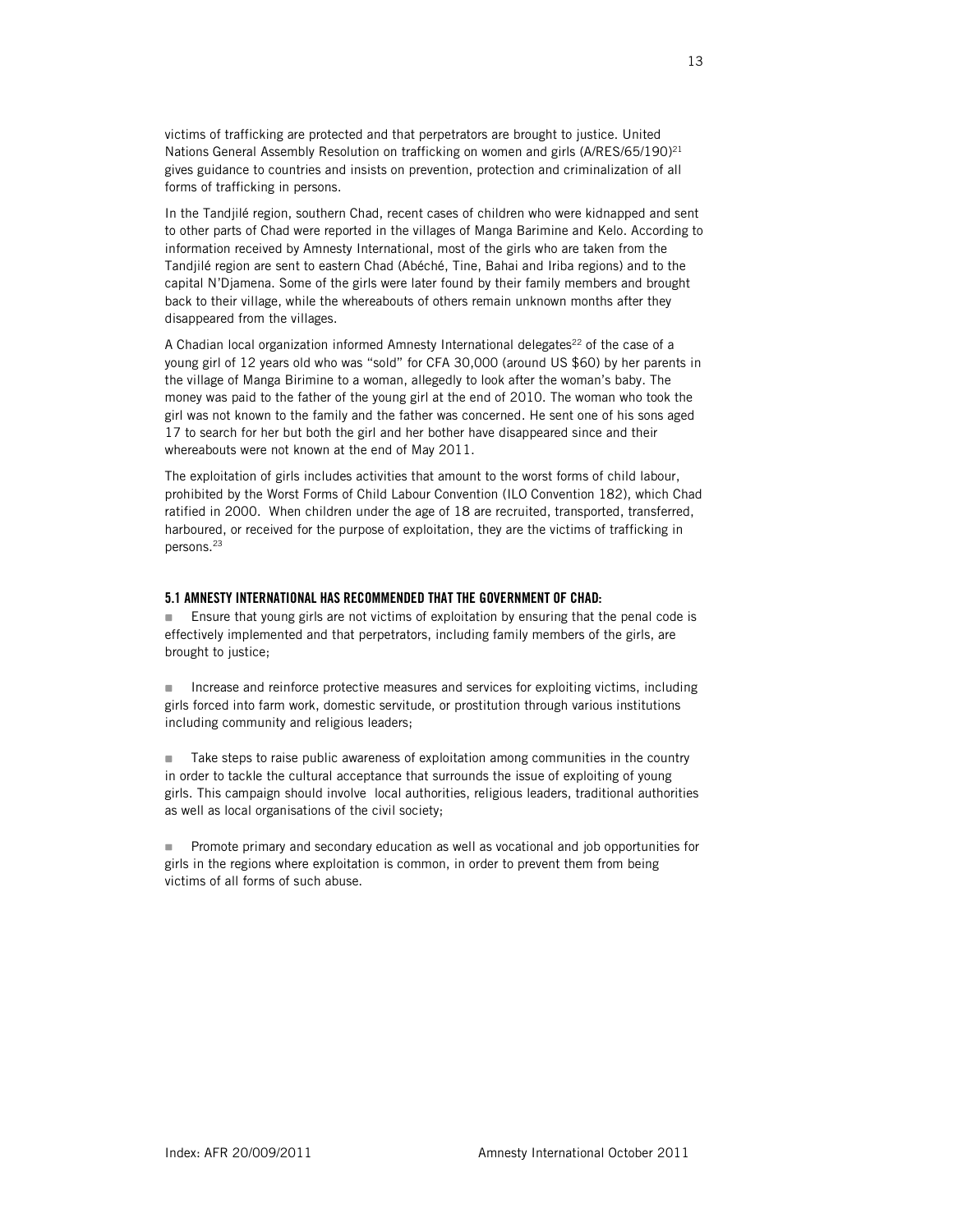victims of trafficking are protected and that perpetrators are brought to justice. United Nations General Assembly Resolution on trafficking on women and girls (A/RES/65/190)[21] gives guidance to countries and insists on prevention, protection and criminalization of all forms of trafficking in persons.

In the Tandjilé region, southern Chad, recent cases of children who were kidnapped and sent to other parts of Chad were reported in the villages of Manga Barimine and Kelo. According to information received by Amnesty International, most of the girls who are taken from the Tandjilé region are sent to eastern Chad (Abéché, Tine, Bahai and Iriba regions) and to the capital N'Djamena. Some of the girls were later found by their family members and brought back to their village, while the whereabouts of others remain unknown months after they disappeared from the villages.

A Chadian local organization informed Amnesty International delegates[22] of the case of a young girl of 12 years old who was "sold" for CFA 30,000 (around US $60) by her parents in the village of Manga Birimine to a woman, allegedly to look after the woman's baby. The money was paid to the father of the young girl at the end of 2010. The woman who took the girl was not known to the family and the father was concerned. He sent one of his sons aged 17 to search for her but both the girl and her bother have disappeared since and their whereabouts were not known at the end of May 2011.

The exploitation of girls includes activities that amount to the worst forms of child labour, prohibited by the Worst Forms of Child Labour Convention (ILO Convention 182), which Chad ratified in 2000. When children under the age of 18 are recruited, transported, transferred, harboured, or received for the purpose of exploitation, they are the victims of trafficking in persons.[23]

### 5.1 AMNESTY INTERNATIONAL HAS RECOMMENDED THAT THE GOVERNMENT OF CHAD:

- Ensure that young girls are not victims of exploitation by ensuring that the penal code is effectively implemented and that perpetrators, including family members of the girls, are brought to justice;

- Increase and reinforce protective measures and services for exploiting victims, including girls forced into farm work, domestic servitude, or prostitution through various institutions including community and religious leaders;

- Take steps to raise public awareness of exploitation among communities in the country in order to tackle the cultural acceptance that surrounds the issue of exploiting of young girls. This campaign should involve local authorities, religious leaders, traditional authorities as well as local organisations of the civil society;

- Promote primary and secondary education as well as vocational and job opportunities for girls in the regions where exploitation is common, in order to prevent them from being victims of all forms of such abuse.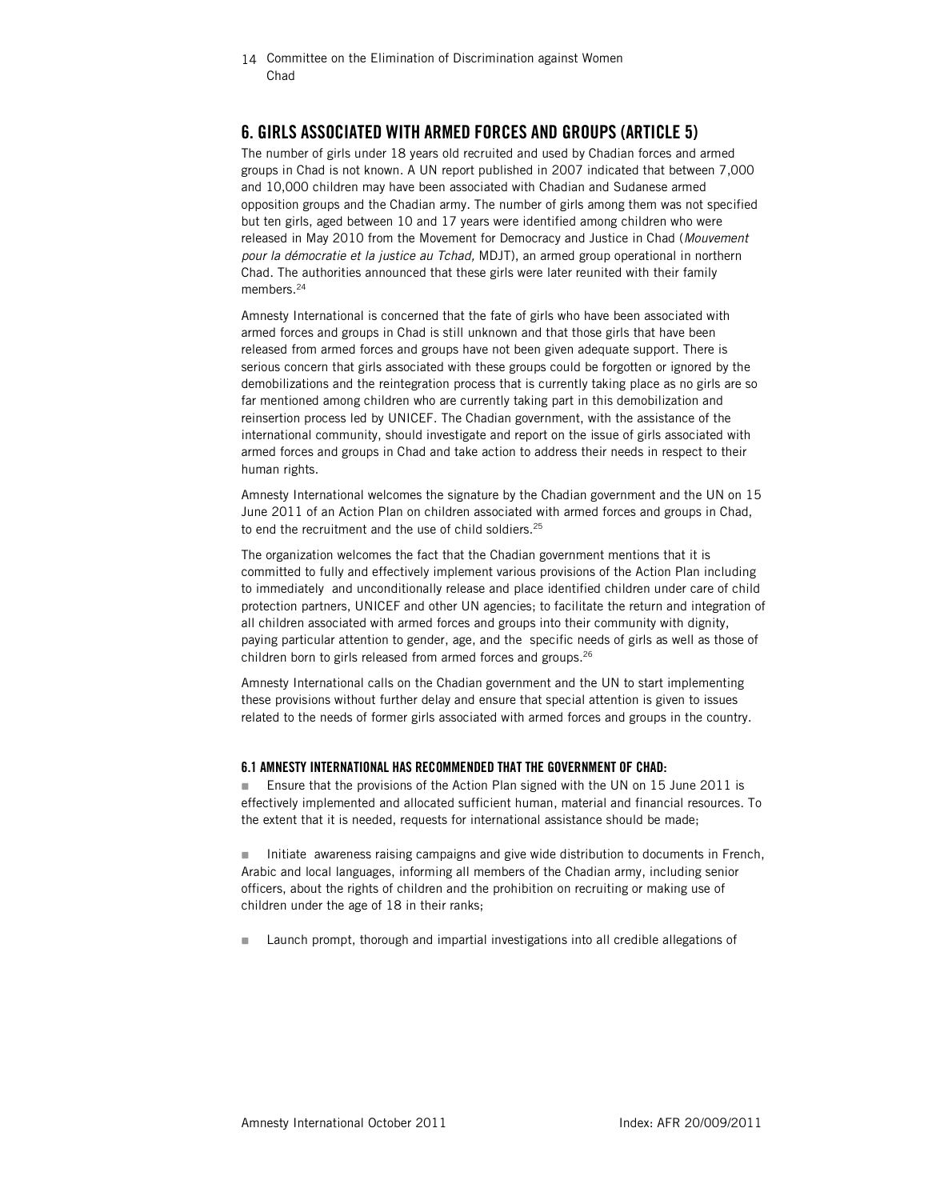## 6. GIRLS ASSOCIATED WITH ARMED FORCES AND GROUPS (ARTICLE 5)

The number of girls under 18 years old recruited and used by Chadian forces and armed groups in Chad is not known. A UN report published in 2007 indicated that between 7,000 and 10,000 children may have been associated with Chadian and Sudanese armed opposition groups and the Chadian army. The number of girls among them was not specified but ten girls, aged between 10 and 17 years were identified among children who were released in May 2010 from the Movement for Democracy and Justice in Chad (*Mouvement pour la démocratie et la justice au Tchad,* MDJT), an armed group operational in northern Chad. The authorities announced that these girls were later reunited with their family members.[24]

Amnesty International is concerned that the fate of girls who have been associated with armed forces and groups in Chad is still unknown and that those girls that have been released from armed forces and groups have not been given adequate support. There is serious concern that girls associated with these groups could be forgotten or ignored by the demobilizations and the reintegration process that is currently taking place as no girls are so far mentioned among children who are currently taking part in this demobilization and reinsertion process led by UNICEF. The Chadian government, with the assistance of the international community, should investigate and report on the issue of girls associated with armed forces and groups in Chad and take action to address their needs in respect to their human rights.

Amnesty International welcomes the signature by the Chadian government and the UN on 15 June 2011 of an Action Plan on children associated with armed forces and groups in Chad, to end the recruitment and the use of child soldiers.[25]

The organization welcomes the fact that the Chadian government mentions that it is committed to fully and effectively implement various provisions of the Action Plan including to immediately and unconditionally release and place identified children under care of child protection partners, UNICEF and other UN agencies; to facilitate the return and integration of all children associated with armed forces and groups into their community with dignity, paying particular attention to gender, age, and the specific needs of girls as well as those of children born to girls released from armed forces and groups.[26]

Amnesty International calls on the Chadian government and the UN to start implementing these provisions without further delay and ensure that special attention is given to issues related to the needs of former girls associated with armed forces and groups in the country.

### 6.1 AMNESTY INTERNATIONAL HAS RECOMMENDED THAT THE GOVERNMENT OF CHAD:

- Ensure that the provisions of the Action Plan signed with the UN on 15 June 2011 is effectively implemented and allocated sufficient human, material and financial resources. To the extent that it is needed, requests for international assistance should be made;

- Initiate awareness raising campaigns and give wide distribution to documents in French, Arabic and local languages, informing all members of the Chadian army, including senior officers, about the rights of children and the prohibition on recruiting or making use of children under the age of 18 in their ranks;

- Launch prompt, thorough and impartial investigations into all credible allegations of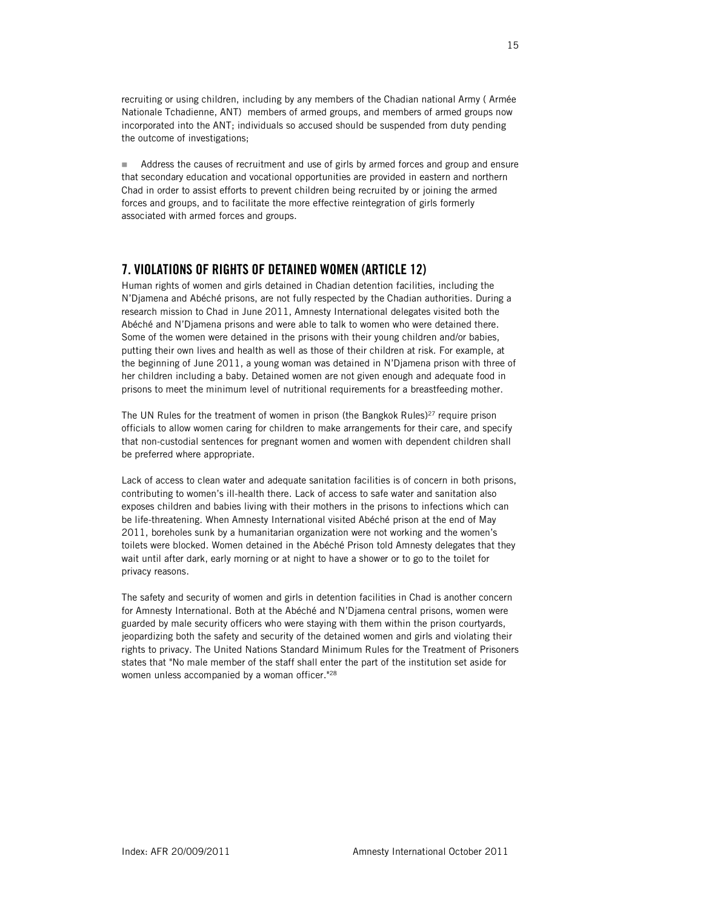recruiting or using children, including by any members of the Chadian national Army ( Armée Nationale Tchadienne, ANT) members of armed groups, and members of armed groups now incorporated into the ANT; individuals so accused should be suspended from duty pending the outcome of investigations;

- Address the causes of recruitment and use of girls by armed forces and group and ensure that secondary education and vocational opportunities are provided in eastern and northern Chad in order to assist efforts to prevent children being recruited by or joining the armed forces and groups, and to facilitate the more effective reintegration of girls formerly associated with armed forces and groups.

## 7. VIOLATIONS OF RIGHTS OF DETAINED WOMEN (ARTICLE 12)

Human rights of women and girls detained in Chadian detention facilities, including the N'Djamena and Abéché prisons, are not fully respected by the Chadian authorities. During a research mission to Chad in June 2011, Amnesty International delegates visited both the Abéché and N'Djamena prisons and were able to talk to women who were detained there. Some of the women were detained in the prisons with their young children and/or babies, putting their own lives and health as well as those of their children at risk. For example, at the beginning of June 2011, a young woman was detained in N'Djamena prison with three of her children including a baby. Detained women are not given enough and adequate food in prisons to meet the minimum level of nutritional requirements for a breastfeeding mother.

The UN Rules for the treatment of women in prison (the Bangkok Rules)[27] require prison officials to allow women caring for children to make arrangements for their care, and specify that non-custodial sentences for pregnant women and women with dependent children shall be preferred where appropriate.

Lack of access to clean water and adequate sanitation facilities is of concern in both prisons, contributing to women's ill-health there. Lack of access to safe water and sanitation also exposes children and babies living with their mothers in the prisons to infections which can be life-threatening. When Amnesty International visited Abéché prison at the end of May 2011, boreholes sunk by a humanitarian organization were not working and the women's toilets were blocked. Women detained in the Abéché Prison told Amnesty delegates that they wait until after dark, early morning or at night to have a shower or to go to the toilet for privacy reasons.

The safety and security of women and girls in detention facilities in Chad is another concern for Amnesty International. Both at the Abéché and N'Djamena central prisons, women were guarded by male security officers who were staying with them within the prison courtyards, jeopardizing both the safety and security of the detained women and girls and violating their rights to privacy. The United Nations Standard Minimum Rules for the Treatment of Prisoners states that "No male member of the staff shall enter the part of the institution set aside for women unless accompanied by a woman officer."[28]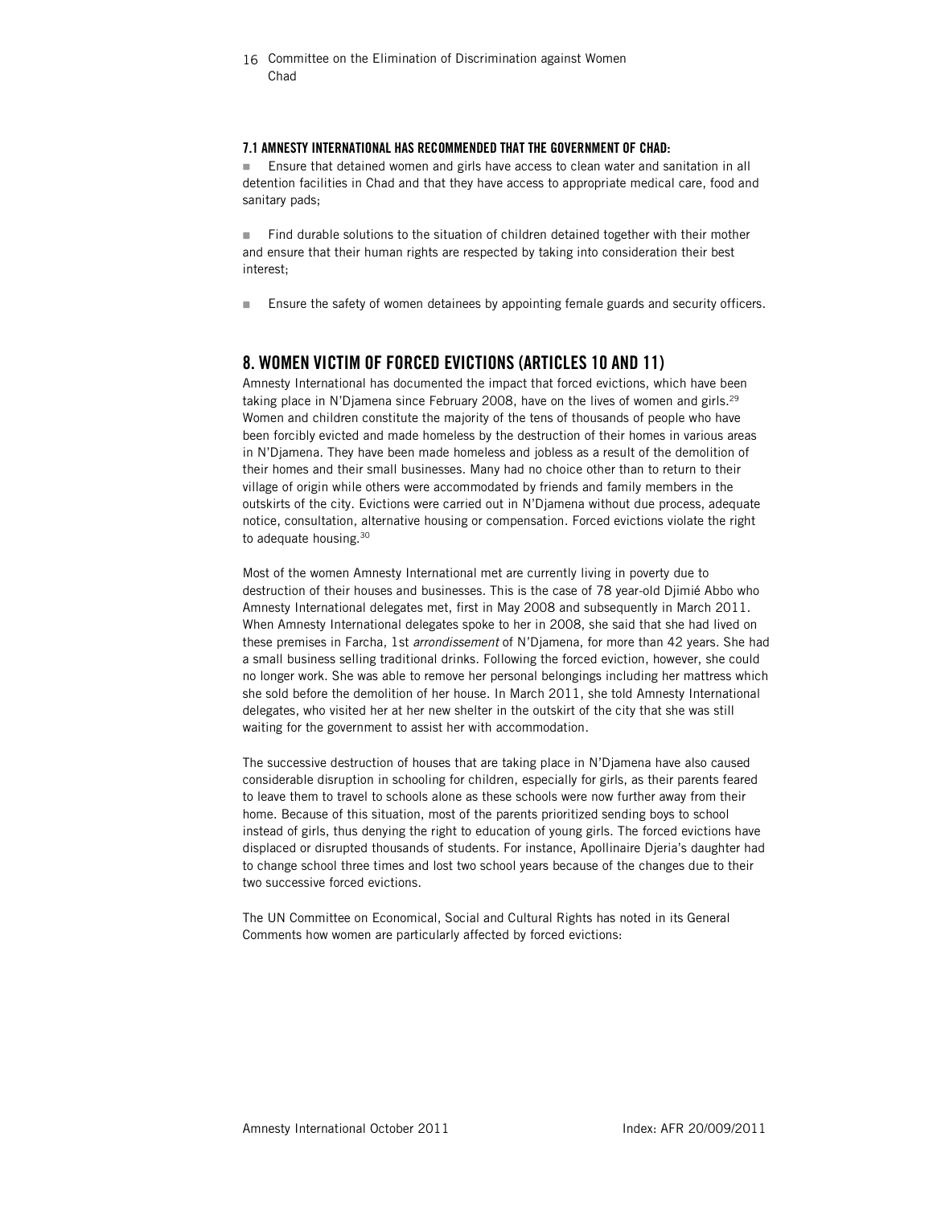### 7.1 AMNESTY INTERNATIONAL HAS RECOMMENDED THAT THE GOVERNMENT OF CHAD:

- Ensure that detained women and girls have access to clean water and sanitation in all detention facilities in Chad and that they have access to appropriate medical care, food and sanitary pads;

- Find durable solutions to the situation of children detained together with their mother and ensure that their human rights are respected by taking into consideration their best interest;

- Ensure the safety of women detainees by appointing female guards and security officers.

## 8. WOMEN VICTIM OF FORCED EVICTIONS (ARTICLES 10 AND 11)

Amnesty International has documented the impact that forced evictions, which have been taking place in N'Djamena since February 2008, have on the lives of women and girls.[29] Women and children constitute the majority of the tens of thousands of people who have been forcibly evicted and made homeless by the destruction of their homes in various areas in N'Djamena. They have been made homeless and jobless as a result of the demolition of their homes and their small businesses. Many had no choice other than to return to their village of origin while others were accommodated by friends and family members in the outskirts of the city. Evictions were carried out in N'Djamena without due process, adequate notice, consultation, alternative housing or compensation. Forced evictions violate the right to adequate housing.[30]

Most of the women Amnesty International met are currently living in poverty due to destruction of their houses and businesses. This is the case of 78 year-old Djimié Abbo who Amnesty International delegates met, first in May 2008 and subsequently in March 2011. When Amnesty International delegates spoke to her in 2008, she said that she had lived on these premises in Farcha, 1st *arrondissement* of N'Djamena, for more than 42 years. She had a small business selling traditional drinks. Following the forced eviction, however, she could no longer work. She was able to remove her personal belongings including her mattress which she sold before the demolition of her house. In March 2011, she told Amnesty International delegates, who visited her at her new shelter in the outskirt of the city that she was still waiting for the government to assist her with accommodation.

The successive destruction of houses that are taking place in N'Djamena have also caused considerable disruption in schooling for children, especially for girls, as their parents feared to leave them to travel to schools alone as these schools were now further away from their home. Because of this situation, most of the parents prioritized sending boys to school instead of girls, thus denying the right to education of young girls. The forced evictions have displaced or disrupted thousands of students. For instance, Apollinaire Djeria's daughter had to change school three times and lost two school years because of the changes due to their two successive forced evictions.

The UN Committee on Economical, Social and Cultural Rights has noted in its General Comments how women are particularly affected by forced evictions: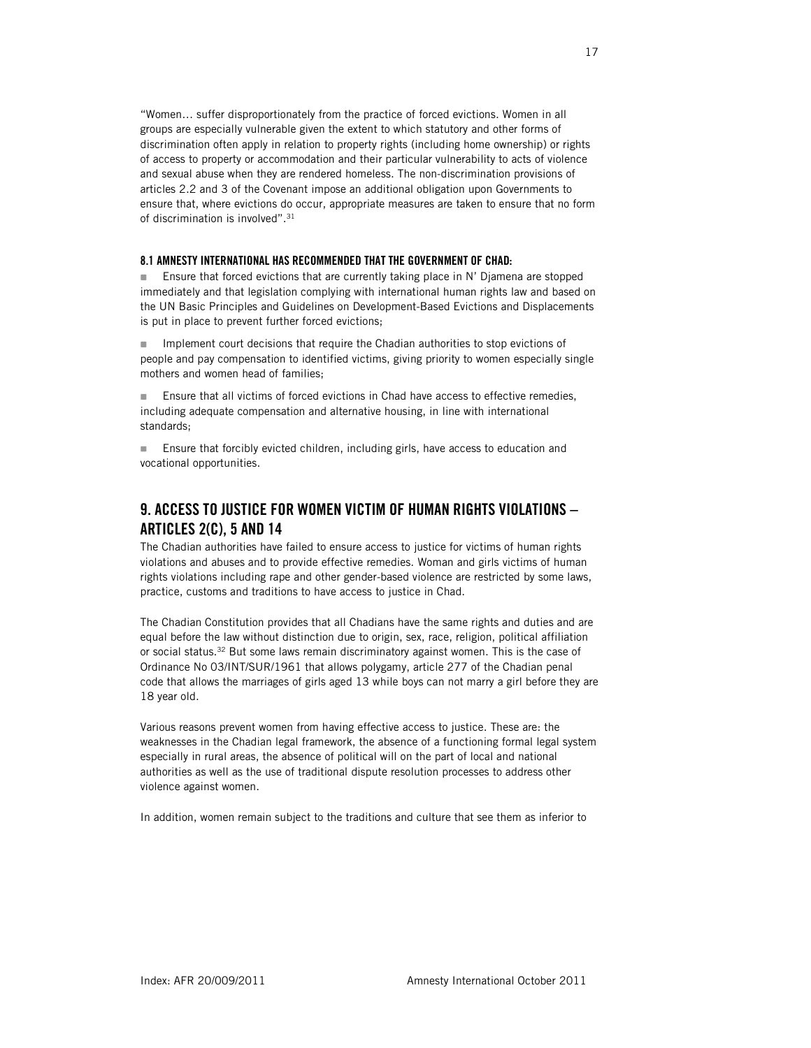"Women... suffer disproportionately from the practice of forced evictions. Women in all groups are especially vulnerable given the extent to which statutory and other forms of discrimination often apply in relation to property rights (including home ownership) or rights of access to property or accommodation and their particular vulnerability to acts of violence and sexual abuse when they are rendered homeless. The non-discrimination provisions of articles 2.2 and 3 of the Covenant impose an additional obligation upon Governments to ensure that, where evictions do occur, appropriate measures are taken to ensure that no form of discrimination is involved".[31]

#### 8.1 AMNESTY INTERNATIONAL HAS RECOMMENDED THAT THE GOVERNMENT OF CHAD:

- Ensure that forced evictions that are currently taking place in N' Djamena are stopped immediately and that legislation complying with international human rights law and based on the UN Basic Principles and Guidelines on Development-Based Evictions and Displacements is put in place to prevent further forced evictions;

- Implement court decisions that require the Chadian authorities to stop evictions of people and pay compensation to identified victims, giving priority to women especially single mothers and women head of families;

- Ensure that all victims of forced evictions in Chad have access to effective remedies, including adequate compensation and alternative housing, in line with international standards;

- Ensure that forcibly evicted children, including girls, have access to education and vocational opportunities.

## 9. ACCESS TO JUSTICE FOR WOMEN VICTIM OF HUMAN RIGHTS VIOLATIONS – ARTICLES 2(C), 5 AND 14

The Chadian authorities have failed to ensure access to justice for victims of human rights violations and abuses and to provide effective remedies. Woman and girls victims of human rights violations including rape and other gender-based violence are restricted by some laws, practice, customs and traditions to have access to justice in Chad.

The Chadian Constitution provides that all Chadians have the same rights and duties and are equal before the law without distinction due to origin, sex, race, religion, political affiliation or social status.[32] But some laws remain discriminatory against women. This is the case of Ordinance No 03/INT/SUR/1961 that allows polygamy, article 277 of the Chadian penal code that allows the marriages of girls aged 13 while boys can not marry a girl before they are 18 year old.

Various reasons prevent women from having effective access to justice. These are: the weaknesses in the Chadian legal framework, the absence of a functioning formal legal system especially in rural areas, the absence of political will on the part of local and national authorities as well as the use of traditional dispute resolution processes to address other violence against women.

In addition, women remain subject to the traditions and culture that see them as inferior to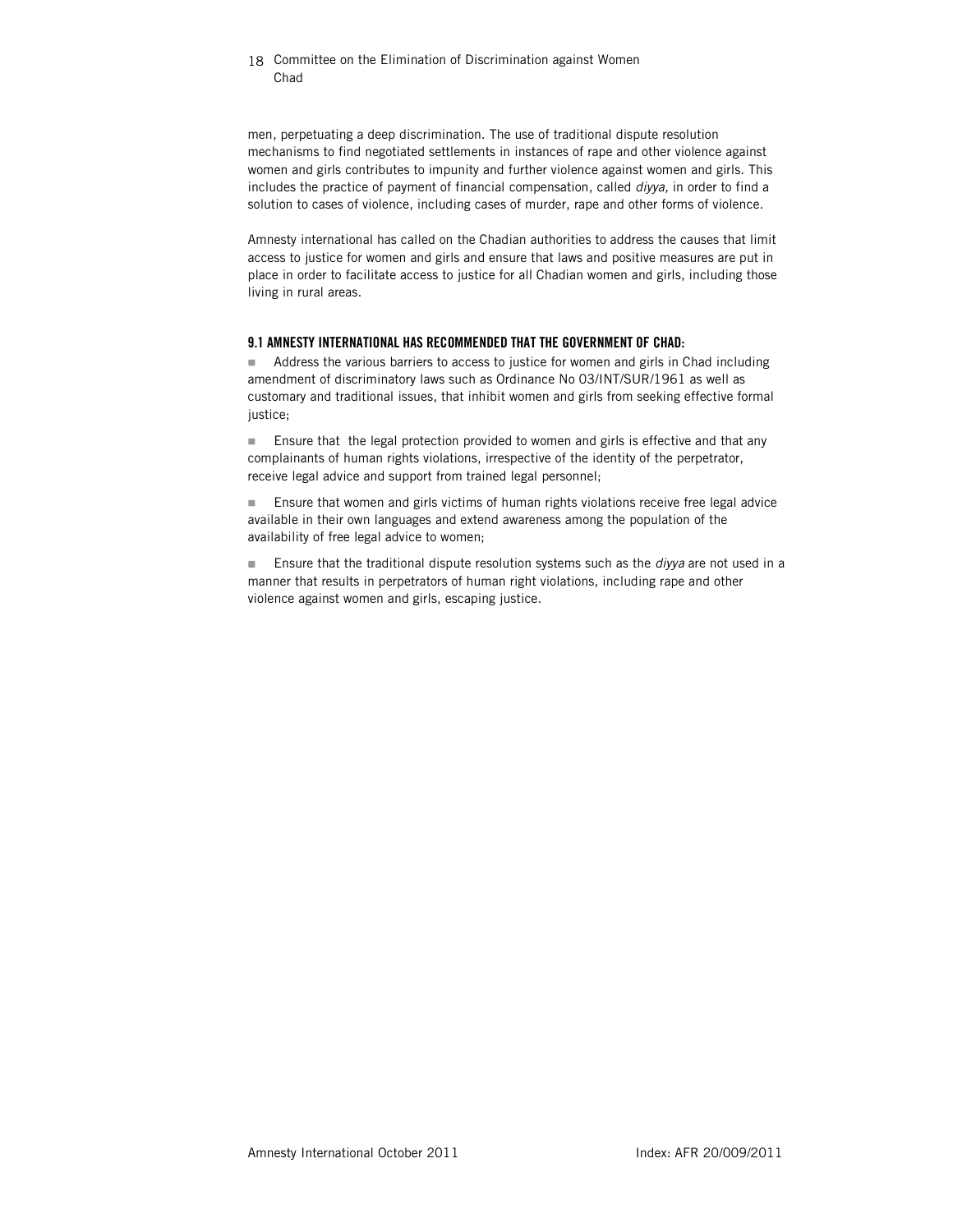men, perpetuating a deep discrimination. The use of traditional dispute resolution mechanisms to find negotiated settlements in instances of rape and other violence against women and girls contributes to impunity and further violence against women and girls. This includes the practice of payment of financial compensation, called *diyya,* in order to find a solution to cases of violence, including cases of murder, rape and other forms of violence.

Amnesty international has called on the Chadian authorities to address the causes that limit access to justice for women and girls and ensure that laws and positive measures are put in place in order to facilitate access to justice for all Chadian women and girls, including those living in rural areas.

### 9.1 AMNESTY INTERNATIONAL HAS RECOMMENDED THAT THE GOVERNMENT OF CHAD:

- Address the various barriers to access to justice for women and girls in Chad including amendment of discriminatory laws such as Ordinance No 03/INT/SUR/1961 as well as customary and traditional issues, that inhibit women and girls from seeking effective formal justice;
- Ensure that the legal protection provided to women and girls is effective and that any complainants of human rights violations, irrespective of the identity of the perpetrator, receive legal advice and support from trained legal personnel;
- Ensure that women and girls victims of human rights violations receive free legal advice available in their own languages and extend awareness among the population of the availability of free legal advice to women;
- Ensure that the traditional dispute resolution systems such as the *diyya* are not used in a manner that results in perpetrators of human right violations, including rape and other violence against women and girls, escaping justice.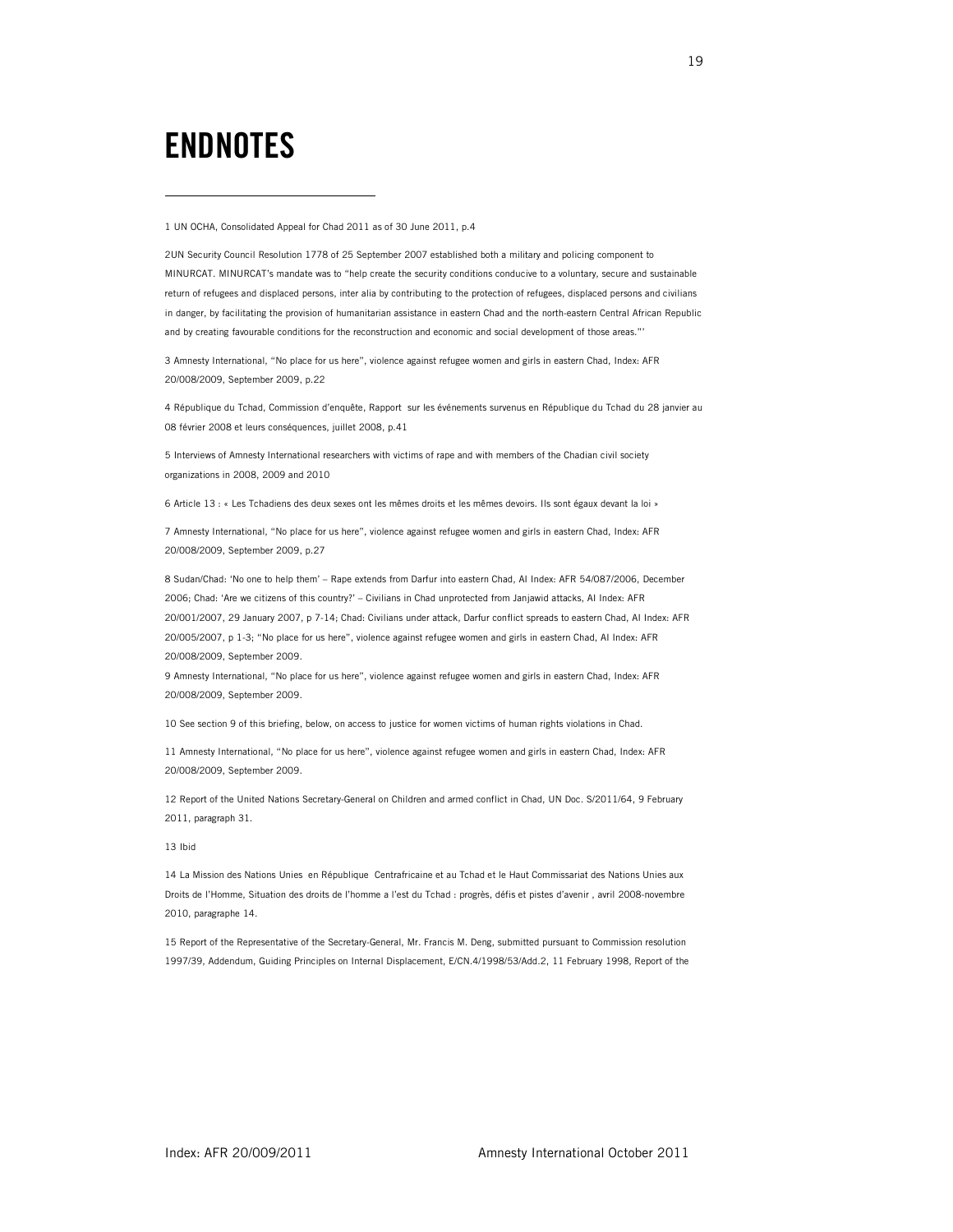# ENDNOTES

1 UN OCHA, Consolidated Appeal for Chad 2011 as of 30 June 2011, p.4

2UN Security Council Resolution 1778 of 25 September 2007 established both a military and policing component to MINURCAT. MINURCAT's mandate was to "help create the security conditions conducive to a voluntary, secure and sustainable return of refugees and displaced persons, inter alia by contributing to the protection of refugees, displaced persons and civilians in danger, by facilitating the provision of humanitarian assistance in eastern Chad and the north-eastern Central African Republic and by creating favourable conditions for the reconstruction and economic and social development of those areas."'

3 Amnesty International, "No place for us here", violence against refugee women and girls in eastern Chad, Index: AFR 20/008/2009, September 2009, p.22

4 République du Tchad, Commission d'enquête, Rapport sur les événements survenus en République du Tchad du 28 janvier au 08 février 2008 et leurs conséquences, juillet 2008, p.41

5 Interviews of Amnesty International researchers with victims of rape and with members of the Chadian civil society organizations in 2008, 2009 and 2010

6 Article 13 : « Les Tchadiens des deux sexes ont les mêmes droits et les mêmes devoirs. Ils sont égaux devant la loi »

7 Amnesty International, "No place for us here", violence against refugee women and girls in eastern Chad, Index: AFR 20/008/2009, September 2009, p.27

8 Sudan/Chad: 'No one to help them' – Rape extends from Darfur into eastern Chad, AI Index: AFR 54/087/2006, December 2006; Chad: 'Are we citizens of this country?' – Civilians in Chad unprotected from Janjawid attacks, AI Index: AFR 20/001/2007, 29 January 2007, p 7-14; Chad: Civilians under attack, Darfur conflict spreads to eastern Chad, AI Index: AFR 20/005/2007, p 1-3; "No place for us here", violence against refugee women and girls in eastern Chad, AI Index: AFR 20/008/2009, September 2009.

9 Amnesty International, "No place for us here", violence against refugee women and girls in eastern Chad, Index: AFR 20/008/2009, September 2009.

10 See section 9 of this briefing, below, on access to justice for women victims of human rights violations in Chad.

11 Amnesty International, "No place for us here", violence against refugee women and girls in eastern Chad, Index: AFR 20/008/2009, September 2009.

12 Report of the United Nations Secretary-General on Children and armed conflict in Chad, UN Doc. S/2011/64, 9 February 2011, paragraph 31.

13 Ibid

14 La Mission des Nations Unies en République Centrafricaine et au Tchad et le Haut Commissariat des Nations Unies aux Droits de l'Homme, Situation des droits de l'homme a l'est du Tchad : progrès, défis et pistes d'avenir , avril 2008-novembre 2010, paragraphe 14.

15 Report of the Representative of the Secretary-General, Mr. Francis M. Deng, submitted pursuant to Commission resolution 1997/39, Addendum, Guiding Principles on Internal Displacement, E/CN.4/1998/53/Add.2, 11 February 1998, Report of the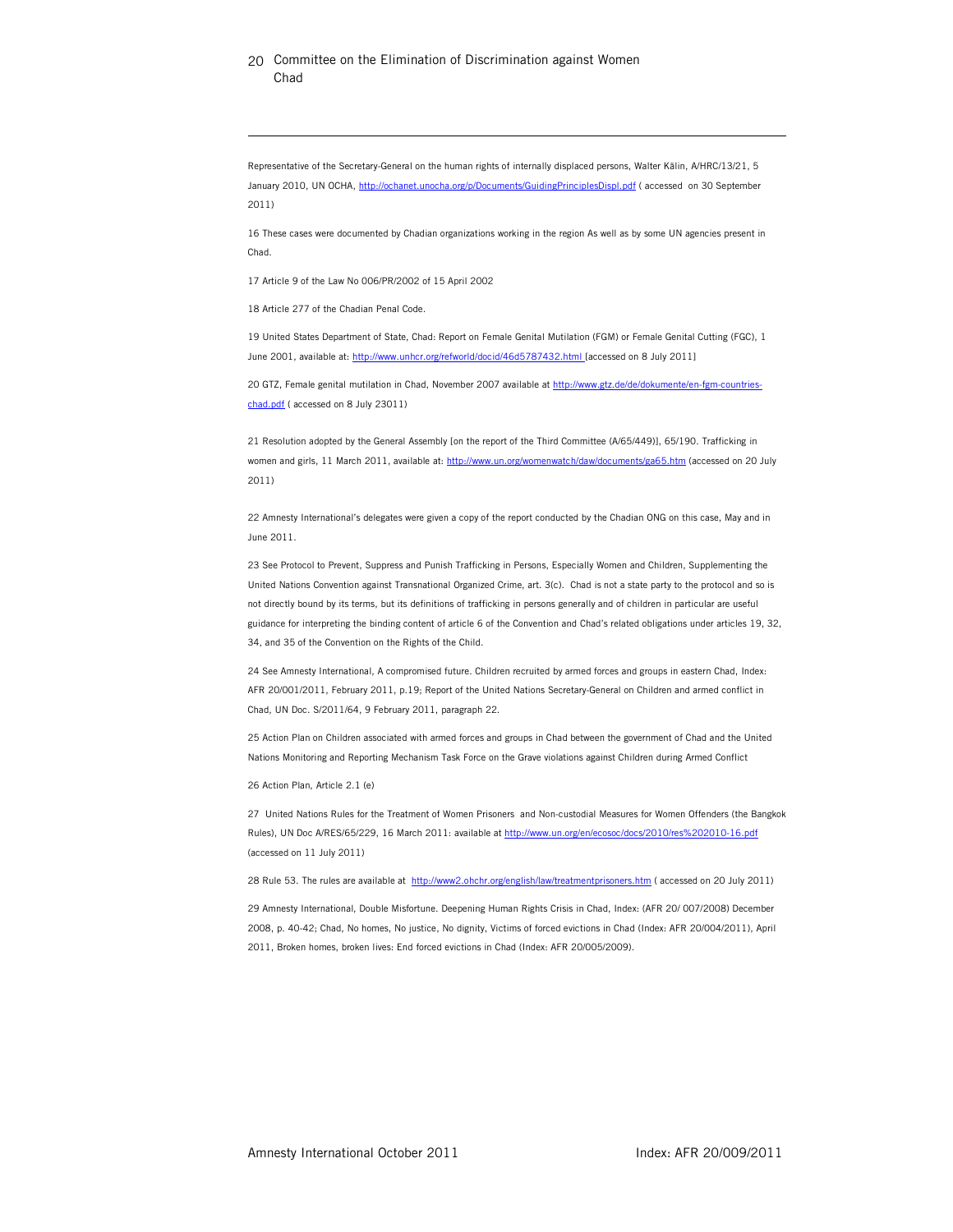Representative of the Secretary-General on the human rights of internally displaced persons, Walter Kälin, A/HRC/13/21, 5 January 2010, UN OCHA, http://ochanet.unocha.org/p/Documents/GuidingPrinciplesDispl.pdf ( accessed on 30 September 2011)

16 These cases were documented by Chadian organizations working in the region As well as by some UN agencies present in Chad.

17 Article 9 of the Law No 006/PR/2002 of 15 April 2002

18 Article 277 of the Chadian Penal Code.

19 United States Department of State, Chad: Report on Female Genital Mutilation (FGM) or Female Genital Cutting (FGC), 1 June 2001, available at: http://www.unhcr.org/refworld/docid/46d5787432.html [accessed on 8 July 2011]

20 GTZ, Female genital mutilation in Chad, November 2007 available at http://www.gtz.de/de/dokumente/en-fgm-countries-chad.pdf ( accessed on 8 July 23011)

21 Resolution adopted by the General Assembly [on the report of the Third Committee (A/65/449)], 65/190. Trafficking in women and girls, 11 March 2011, available at: http://www.un.org/womenwatch/daw/documents/ga65.htm (accessed on 20 July 2011)

22 Amnesty International's delegates were given a copy of the report conducted by the Chadian ONG on this case, May and in June 2011.

23 See Protocol to Prevent, Suppress and Punish Trafficking in Persons, Especially Women and Children, Supplementing the United Nations Convention against Transnational Organized Crime, art. 3(c). Chad is not a state party to the protocol and so is not directly bound by its terms, but its definitions of trafficking in persons generally and of children in particular are useful guidance for interpreting the binding content of article 6 of the Convention and Chad's related obligations under articles 19, 32, 34, and 35 of the Convention on the Rights of the Child.

24 See Amnesty International, A compromised future. Children recruited by armed forces and groups in eastern Chad, Index: AFR 20/001/2011, February 2011, p.19; Report of the United Nations Secretary-General on Children and armed conflict in Chad, UN Doc. S/2011/64, 9 February 2011, paragraph 22.

25 Action Plan on Children associated with armed forces and groups in Chad between the government of Chad and the United Nations Monitoring and Reporting Mechanism Task Force on the Grave violations against Children during Armed Conflict

26 Action Plan, Article 2.1 (e)

27 United Nations Rules for the Treatment of Women Prisoners and Non-custodial Measures for Women Offenders (the Bangkok Rules), UN Doc A/RES/65/229, 16 March 2011: available at http://www.un.org/en/ecosoc/docs/2010/res%202010-16.pdf (accessed on 11 July 2011)

28 Rule 53. The rules are available at http://www2.ohchr.org/english/law/treatmentprisoners.htm ( accessed on 20 July 2011)

29 Amnesty International, Double Misfortune. Deepening Human Rights Crisis in Chad, Index: (AFR 20/ 007/2008) December 2008, p. 40-42; Chad, No homes, No justice, No dignity, Victims of forced evictions in Chad (Index: AFR 20/004/2011), April 2011, Broken homes, broken lives: End forced evictions in Chad (Index: AFR 20/005/2009).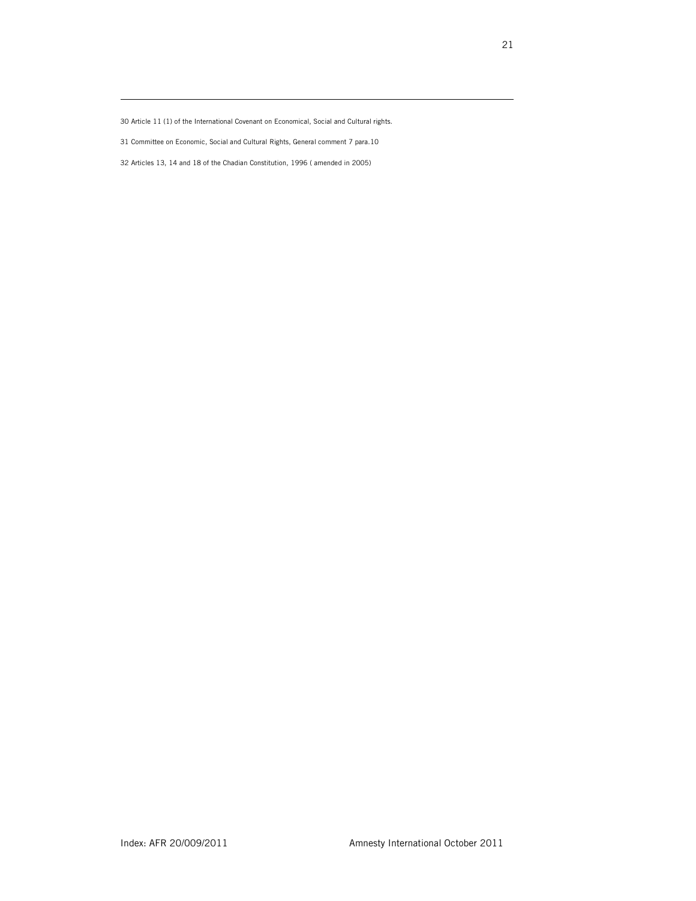30 Article 11 (1) of the International Covenant on Economical, Social and Cultural rights.

31 Committee on Economic, Social and Cultural Rights, General comment 7 para.10

32 Articles 13, 14 and 18 of the Chadian Constitution, 1996 ( amended in 2005)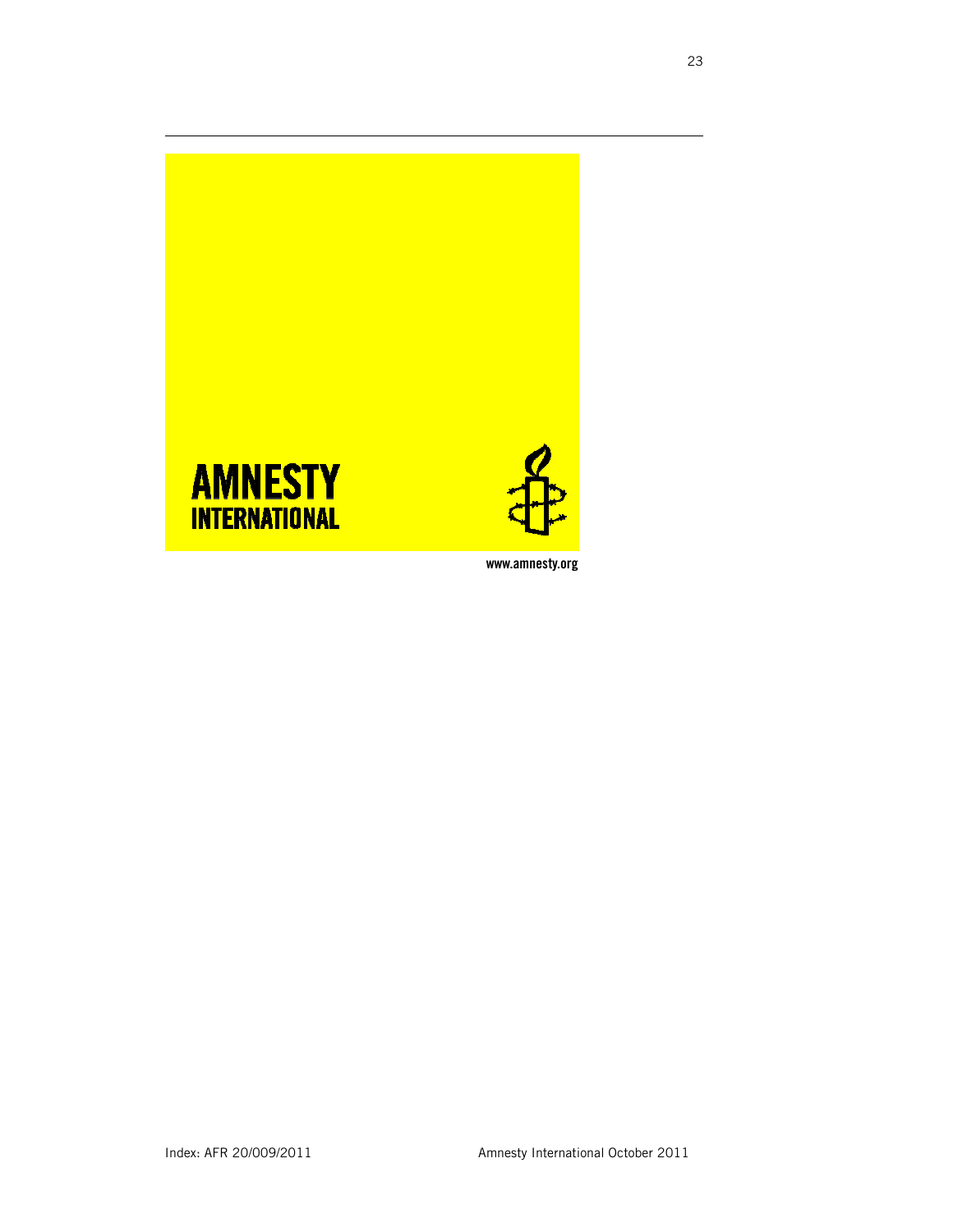AMNESTY INTERNATIONAL

www.amnesty.org